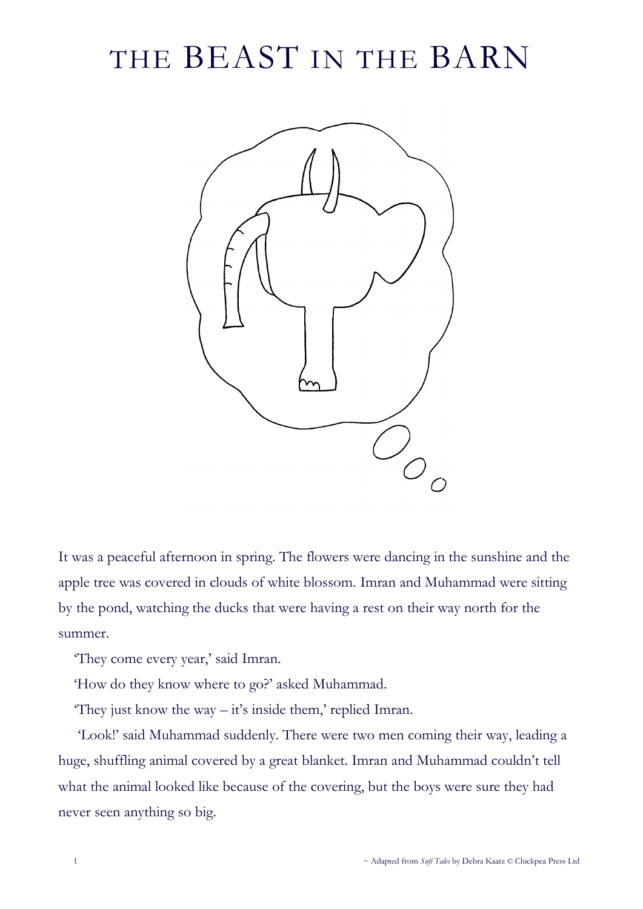# THE BEAST IN THE BARN

It was a peaceful afternoon in spring. The flowers were dancing in the sunshine and the apple tree was covered in clouds of white blossom. Imran and Muhammad were sitting by the pond, watching the ducks that were having a rest on their way north for the summer.

'They come every year,' said Imran.

'How do they know where to go?' asked Muhammad.

'They just know the way – it's inside them,' replied Imran.

'Look!' said Muhammad suddenly. There were two men coming their way, leading a huge, shuffling animal covered by a great blanket. Imran and Muhammad couldn't tell what the animal looked like because of the covering, but the boys were sure they had never seen anything so big.

~ Adapted from *Sufi Tales* by Debra Kaatz © Chickpea Press Ltd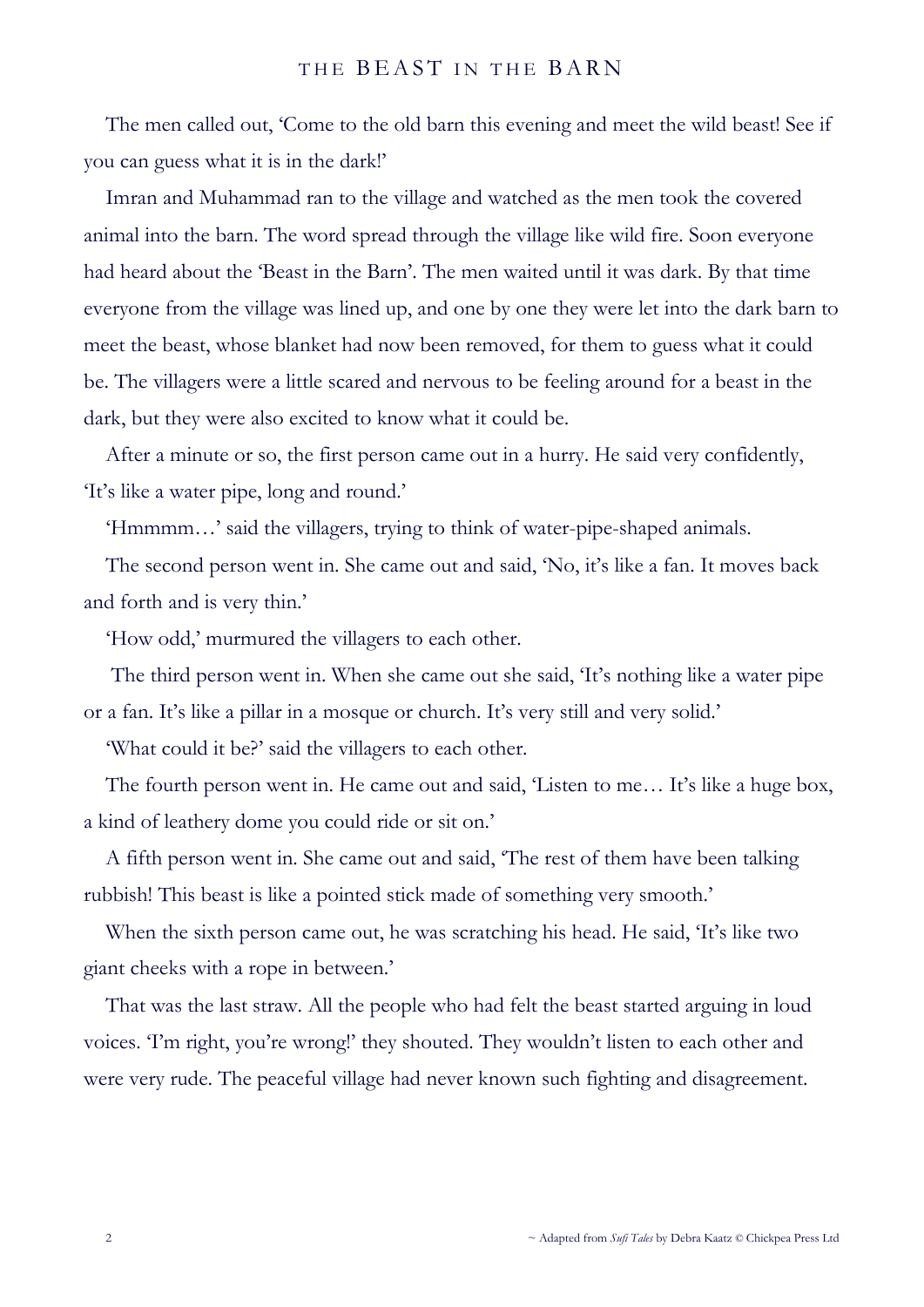The men called out, 'Come to the old barn this evening and meet the wild beast! See if you can guess what it is in the dark!'

Imran and Muhammad ran to the village and watched as the men took the covered animal into the barn. The word spread through the village like wild fire. Soon everyone had heard about the 'Beast in the Barn'. The men waited until it was dark. By that time everyone from the village was lined up, and one by one they were let into the dark barn to meet the beast, whose blanket had now been removed, for them to guess what it could be. The villagers were a little scared and nervous to be feeling around for a beast in the dark, but they were also excited to know what it could be.

After a minute or so, the first person came out in a hurry. He said very confidently, 'It's like a water pipe, long and round.'

'Hmmmm…' said the villagers, trying to think of water-pipe-shaped animals.

The second person went in. She came out and said, 'No, it's like a fan. It moves back and forth and is very thin.'

'How odd,' murmured the villagers to each other.

The third person went in. When she came out she said, 'It's nothing like a water pipe or a fan. It's like a pillar in a mosque or church. It's very still and very solid.'

'What could it be?' said the villagers to each other.

The fourth person went in. He came out and said, 'Listen to me… It's like a huge box, a kind of leathery dome you could ride or sit on.'

A fifth person went in. She came out and said, 'The rest of them have been talking rubbish! This beast is like a pointed stick made of something very smooth.'

When the sixth person came out, he was scratching his head. He said, 'It's like two giant cheeks with a rope in between.'

That was the last straw. All the people who had felt the beast started arguing in loud voices. 'I'm right, you're wrong!' they shouted. They wouldn't listen to each other and were very rude. The peaceful village had never known such fighting and disagreement.

~ Adapted from *Sufi Tales* by Debra Kaatz © Chickpea Press Ltd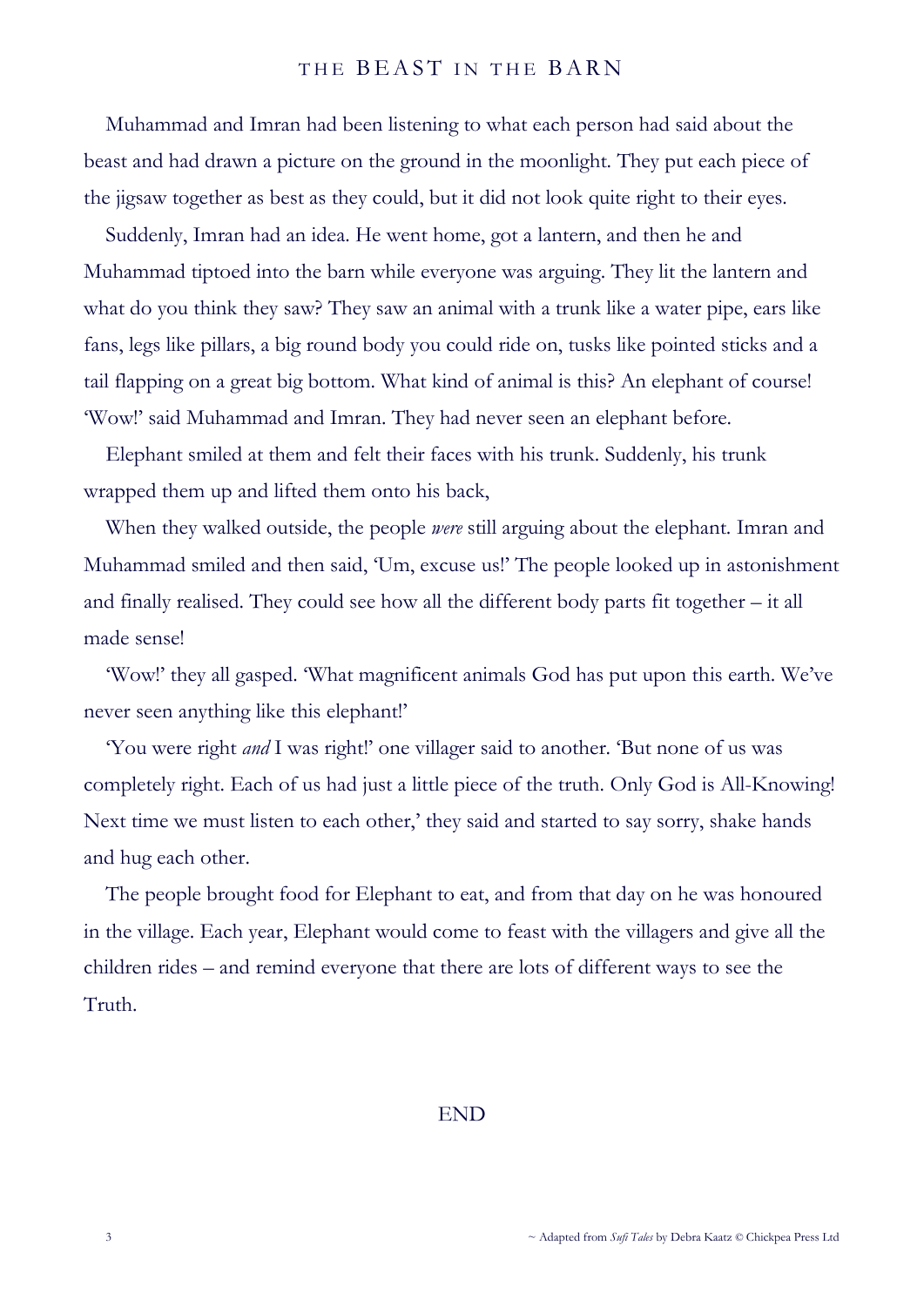Muhammad and Imran had been listening to what each person had said about the beast and had drawn a picture on the ground in the moonlight. They put each piece of the jigsaw together as best as they could, but it did not look quite right to their eyes.

Suddenly, Imran had an idea. He went home, got a lantern, and then he and Muhammad tiptoed into the barn while everyone was arguing. They lit the lantern and what do you think they saw? They saw an animal with a trunk like a water pipe, ears like fans, legs like pillars, a big round body you could ride on, tusks like pointed sticks and a tail flapping on a great big bottom. What kind of animal is this? An elephant of course! 'Wow!' said Muhammad and Imran. They had never seen an elephant before.

Elephant smiled at them and felt their faces with his trunk. Suddenly, his trunk wrapped them up and lifted them onto his back,

When they walked outside, the people *were* still arguing about the elephant. Imran and Muhammad smiled and then said, 'Um, excuse us!' The people looked up in astonishment and finally realised. They could see how all the different body parts fit together – it all made sense!

'Wow!' they all gasped. 'What magnificent animals God has put upon this earth. We've never seen anything like this elephant!'

'You were right *and* I was right!' one villager said to another. 'But none of us was completely right. Each of us had just a little piece of the truth. Only God is All-Knowing! Next time we must listen to each other,' they said and started to say sorry, shake hands and hug each other.

The people brought food for Elephant to eat, and from that day on he was honoured in the village. Each year, Elephant would come to feast with the villagers and give all the children rides – and remind everyone that there are lots of different ways to see the Truth.

END

~ Adapted from *Sufi Tales* by Debra Kaatz © Chickpea Press Ltd